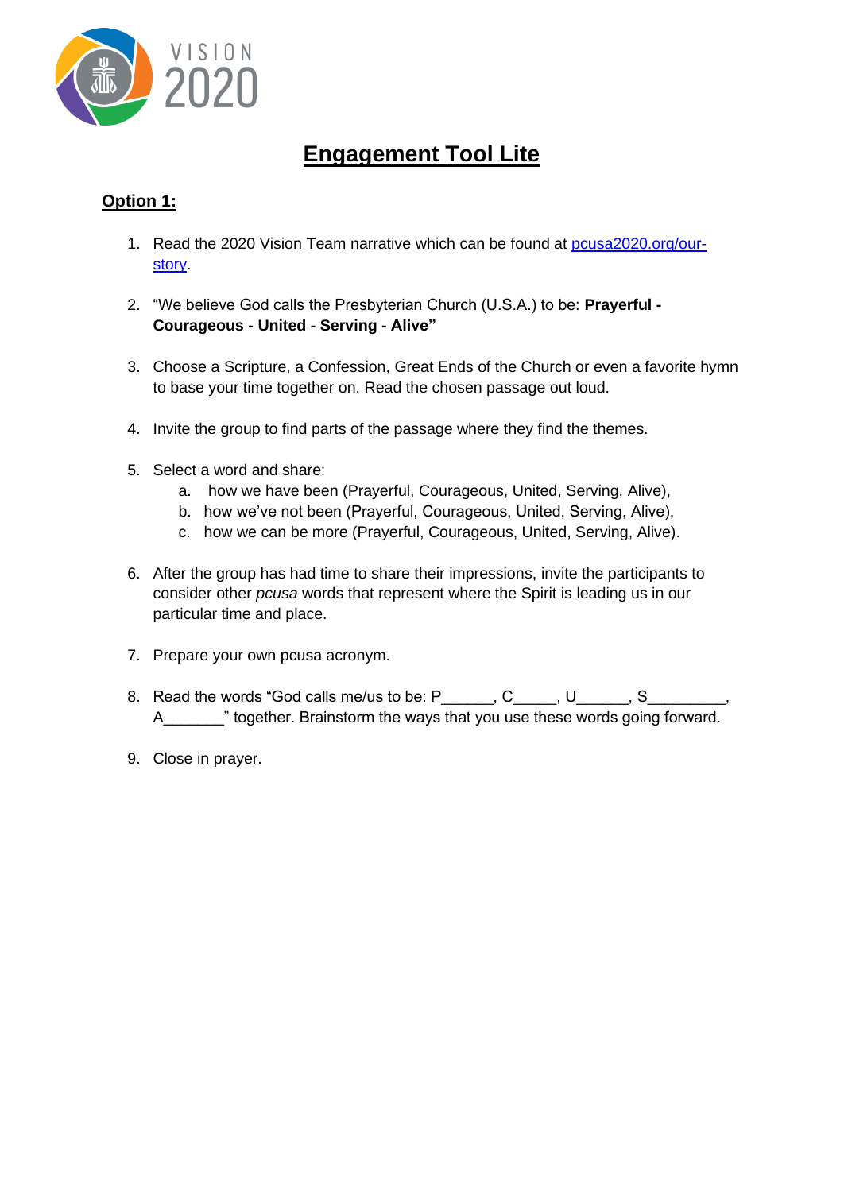VISION 2020

# Engagement Tool Lite

## Option 1:

1. Read the 2020 Vision Team narrative which can be found at [pcusa2020.org/our-story](pcusa2020.org/our-story).

2. "We believe God calls the Presbyterian Church (U.S.A.) to be: **Prayerful - Courageous - United - Serving - Alive"**

3. Choose a Scripture, a Confession, Great Ends of the Church or even a favorite hymn to base your time together on. Read the chosen passage out loud.

4. Invite the group to find parts of the passage where they find the themes.

5. Select a word and share:
   a. how we have been (Prayerful, Courageous, United, Serving, Alive),
   b. how we've not been (Prayerful, Courageous, United, Serving, Alive),
   c. how we can be more (Prayerful, Courageous, United, Serving, Alive).

6. After the group has had time to share their impressions, invite the participants to consider other *pcusa* words that represent where the Spirit is leading us in our particular time and place.

7. Prepare your own pcusa acronym.

8. Read the words "God calls me/us to be: P______, C_____, U______, S_________, A_______" together. Brainstorm the ways that you use these words going forward.

9. Close in prayer.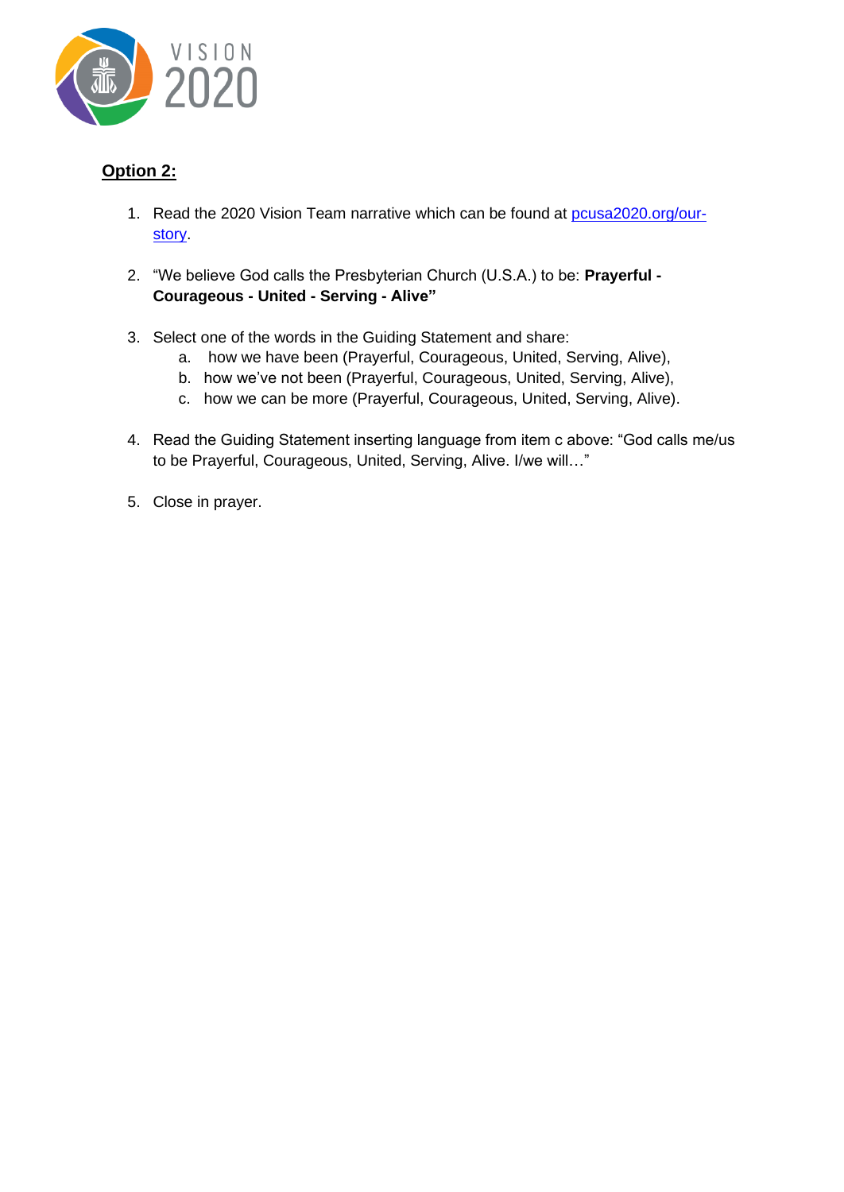**<u>Option 2:</u>**

1. Read the 2020 Vision Team narrative which can be found at [pcusa2020.org/our-story](pcusa2020.org/our-story).

2. "We believe God calls the Presbyterian Church (U.S.A.) to be: **Prayerful - Courageous - United - Serving - Alive"**

3. Select one of the words in the Guiding Statement and share:
   a. how we have been (Prayerful, Courageous, United, Serving, Alive),
   b. how we've not been (Prayerful, Courageous, United, Serving, Alive),
   c. how we can be more (Prayerful, Courageous, United, Serving, Alive).

4. Read the Guiding Statement inserting language from item c above: "God calls me/us to be Prayerful, Courageous, United, Serving, Alive. I/we will…"

5. Close in prayer.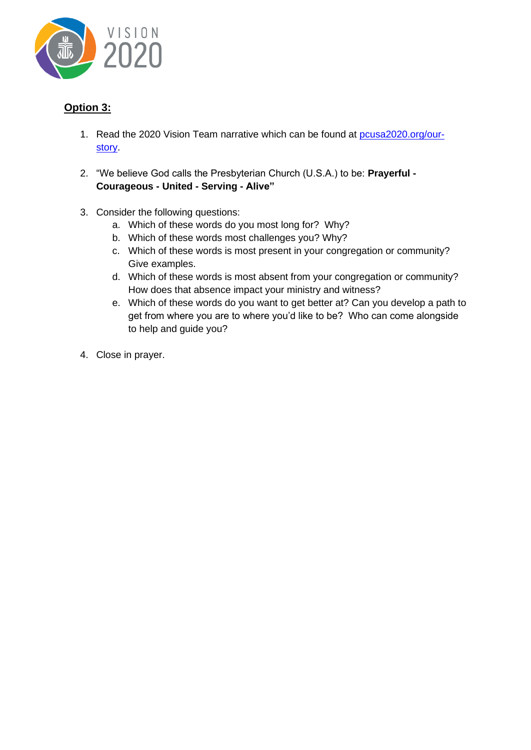## Option 3:

1. Read the 2020 Vision Team narrative which can be found at [pcusa2020.org/our-story](pcusa2020.org/our-story).

2. "We believe God calls the Presbyterian Church (U.S.A.) to be: **Prayerful - Courageous - United - Serving - Alive"**

3. Consider the following questions:
   a. Which of these words do you most long for? Why?
   b. Which of these words most challenges you? Why?
   c. Which of these words is most present in your congregation or community? Give examples.
   d. Which of these words is most absent from your congregation or community? How does that absence impact your ministry and witness?
   e. Which of these words do you want to get better at? Can you develop a path to get from where you are to where you'd like to be? Who can come alongside to help and guide you?

4. Close in prayer.